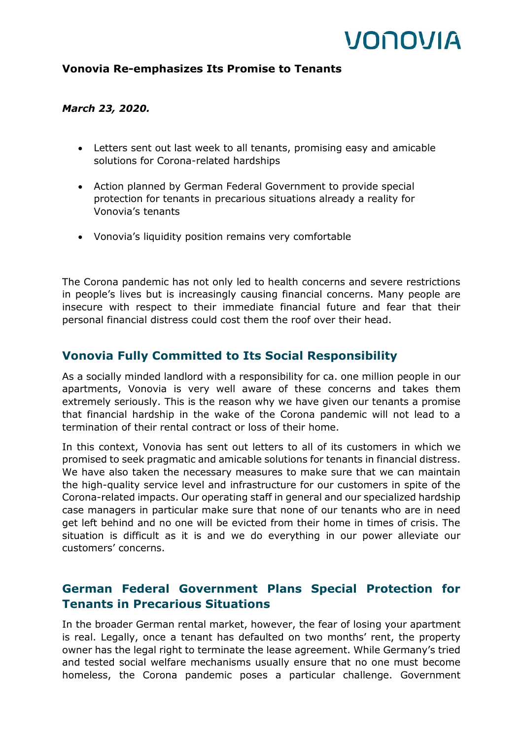# Vonovia Re-emphasizes Its Promise to Tenants

***March 23, 2020.***

- Letters sent out last week to all tenants, promising easy and amicable solutions for Corona-related hardships
- Action planned by German Federal Government to provide special protection for tenants in precarious situations already a reality for Vonovia's tenants
- Vonovia's liquidity position remains very comfortable

The Corona pandemic has not only led to health concerns and severe restrictions in people's lives but is increasingly causing financial concerns. Many people are insecure with respect to their immediate financial future and fear that their personal financial distress could cost them the roof over their head.

## Vonovia Fully Committed to Its Social Responsibility

As a socially minded landlord with a responsibility for ca. one million people in our apartments, Vonovia is very well aware of these concerns and takes them extremely seriously. This is the reason why we have given our tenants a promise that financial hardship in the wake of the Corona pandemic will not lead to a termination of their rental contract or loss of their home.

In this context, Vonovia has sent out letters to all of its customers in which we promised to seek pragmatic and amicable solutions for tenants in financial distress. We have also taken the necessary measures to make sure that we can maintain the high-quality service level and infrastructure for our customers in spite of the Corona-related impacts. Our operating staff in general and our specialized hardship case managers in particular make sure that none of our tenants who are in need get left behind and no one will be evicted from their home in times of crisis. The situation is difficult as it is and we do everything in our power alleviate our customers' concerns.

## German Federal Government Plans Special Protection for Tenants in Precarious Situations

In the broader German rental market, however, the fear of losing your apartment is real. Legally, once a tenant has defaulted on two months' rent, the property owner has the legal right to terminate the lease agreement. While Germany's tried and tested social welfare mechanisms usually ensure that no one must become homeless, the Corona pandemic poses a particular challenge. Government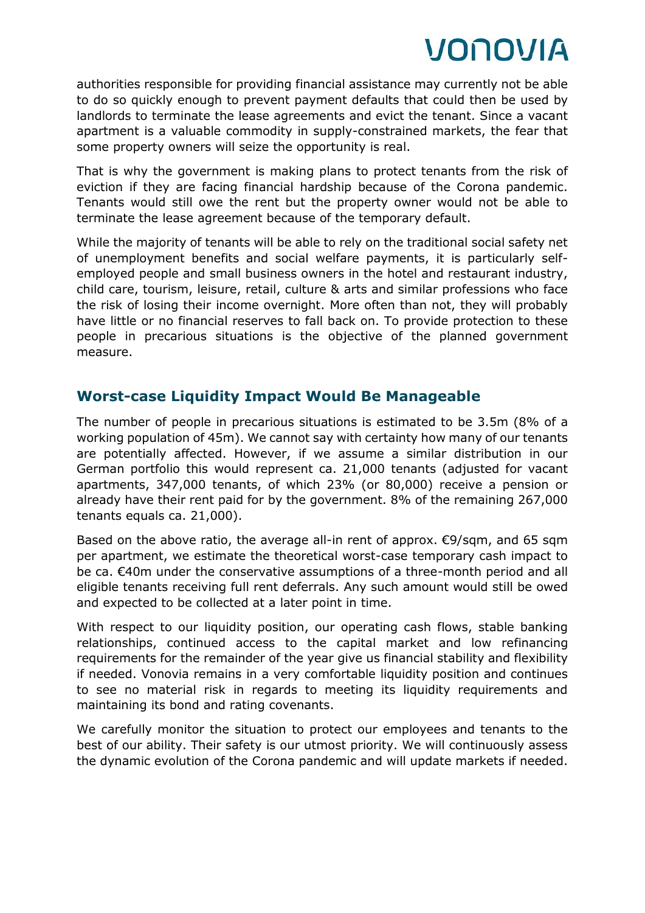authorities responsible for providing financial assistance may currently not be able to do so quickly enough to prevent payment defaults that could then be used by landlords to terminate the lease agreements and evict the tenant. Since a vacant apartment is a valuable commodity in supply-constrained markets, the fear that some property owners will seize the opportunity is real.

That is why the government is making plans to protect tenants from the risk of eviction if they are facing financial hardship because of the Corona pandemic. Tenants would still owe the rent but the property owner would not be able to terminate the lease agreement because of the temporary default.

While the majority of tenants will be able to rely on the traditional social safety net of unemployment benefits and social welfare payments, it is particularly self-employed people and small business owners in the hotel and restaurant industry, child care, tourism, leisure, retail, culture & arts and similar professions who face the risk of losing their income overnight. More often than not, they will probably have little or no financial reserves to fall back on. To provide protection to these people in precarious situations is the objective of the planned government measure.

## Worst-case Liquidity Impact Would Be Manageable

The number of people in precarious situations is estimated to be 3.5m (8% of a working population of 45m). We cannot say with certainty how many of our tenants are potentially affected. However, if we assume a similar distribution in our German portfolio this would represent ca. 21,000 tenants (adjusted for vacant apartments, 347,000 tenants, of which 23% (or 80,000) receive a pension or already have their rent paid for by the government. 8% of the remaining 267,000 tenants equals ca. 21,000).

Based on the above ratio, the average all-in rent of approx. €9/sqm, and 65 sqm per apartment, we estimate the theoretical worst-case temporary cash impact to be ca. €40m under the conservative assumptions of a three-month period and all eligible tenants receiving full rent deferrals. Any such amount would still be owed and expected to be collected at a later point in time.

With respect to our liquidity position, our operating cash flows, stable banking relationships, continued access to the capital market and low refinancing requirements for the remainder of the year give us financial stability and flexibility if needed. Vonovia remains in a very comfortable liquidity position and continues to see no material risk in regards to meeting its liquidity requirements and maintaining its bond and rating covenants.

We carefully monitor the situation to protect our employees and tenants to the best of our ability. Their safety is our utmost priority. We will continuously assess the dynamic evolution of the Corona pandemic and will update markets if needed.